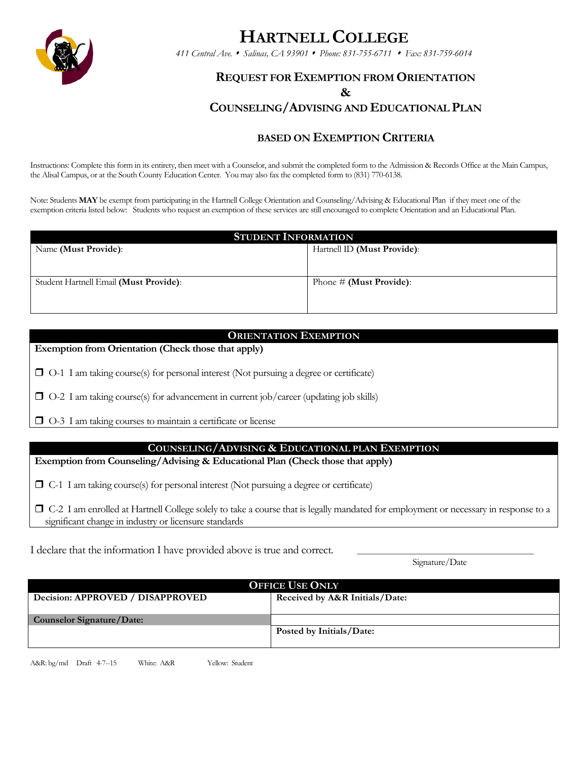# HARTNELL COLLEGE

*411 Central Ave. ♦ Salinas, CA 93901 ♦ Phone: 831-755-6711 ♦ Fax: 831-759-6014*

## REQUEST FOR EXEMPTION FROM ORIENTATION & COUNSELING/ADVISING AND EDUCATIONAL PLAN

### BASED ON EXEMPTION CRITERIA

Instructions: Complete this form in its entirety, then meet with a Counselor, and submit the completed form to the Admission & Records Office at the Main Campus, the Alisal Campus, or at the South County Education Center. You may also fax the completed form to (831) 770-6138.

Note: Students **MAY** be exempt from participating in the Hartnell College Orientation and Counseling/Advising & Educational Plan if they meet one of the exemption criteria listed below: Students who request an exemption of these services are still encouraged to complete Orientation and an Educational Plan.

| STUDENT INFORMATION | |
|---|---|
| Name **(Must Provide)**: | Hartnell ID **(Must Provide)**: |
| Student Hartnell Email **(Must Provide)**: | Phone # **(Must Provide)**: |

### ORIENTATION EXEMPTION

**Exemption from Orientation (Check those that apply)**

- ❒ O-1 I am taking course(s) for personal interest (Not pursuing a degree or certificate)
- ❒ O-2 I am taking course(s) for advancement in current job/career (updating job skills)
- ❒ O-3 I am taking courses to maintain a certificate or license

### COUNSELING/ADVISING & EDUCATIONAL PLAN EXEMPTION

**Exemption from Counseling/Advising & Educational Plan (Check those that apply)**

- ❒ C-1 I am taking course(s) for personal interest (Not pursuing a degree or certificate)
- ❒ C-2 I am enrolled at Hartnell College solely to take a course that is legally mandated for employment or necessary in response to a significant change in industry or licensure standards

I declare that the information I have provided above is true and correct. ______________________________

Signature/Date

| OFFICE USE ONLY | |
|---|---|
| **Decision: APPROVED / DISAPPROVED** | **Received by A&R Initials/Date:** |
| **Counselor Signature/Date:** | |
| | **Posted by Initials/Date:** |

A&R: bg/md Draft 4-7--15 White: A&R Yellow: Student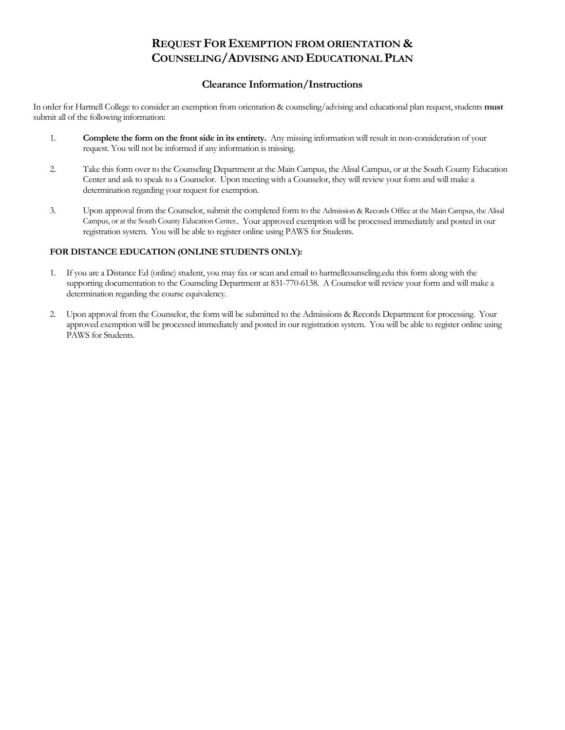# Request For Exemption from orientation & Counseling/Advising and Educational Plan

## Clearance Information/Instructions

In order for Hartnell College to consider an exemption from orientation & counseling/advising and educational plan request, students **must** submit all of the following information:

1. **Complete the form on the front side in its entirety.** Any missing information will result in non-consideration of your request. You will not be informed if any information is missing.

2. Take this form over to the Counseling Department at the Main Campus, the Alisal Campus, or at the South County Education Center and ask to speak to a Counselor. Upon meeting with a Counselor, they will review your form and will make a determination regarding your request for exemption.

3. Upon approval from the Counselor, submit the completed form to the Admission & Records Office at the Main Campus, the Alisal Campus, or at the South County Education Center.. Your approved exemption will be processed immediately and posted in our registration system. You will be able to register online using PAWS for Students.

**FOR DISTANCE EDUCATION (ONLINE STUDENTS ONLY):**

1. If you are a Distance Ed (online) student, you may fax or scan and email to hartnellcounseling.edu this form along with the supporting documentation to the Counseling Department at 831-770-6138. A Counselor will review your form and will make a determination regarding the course equivalency.

2. Upon approval from the Counselor, the form will be submitted to the Admissions & Records Department for processing. Your approved exemption will be processed immediately and posted in our registration system. You will be able to register online using PAWS for Students.